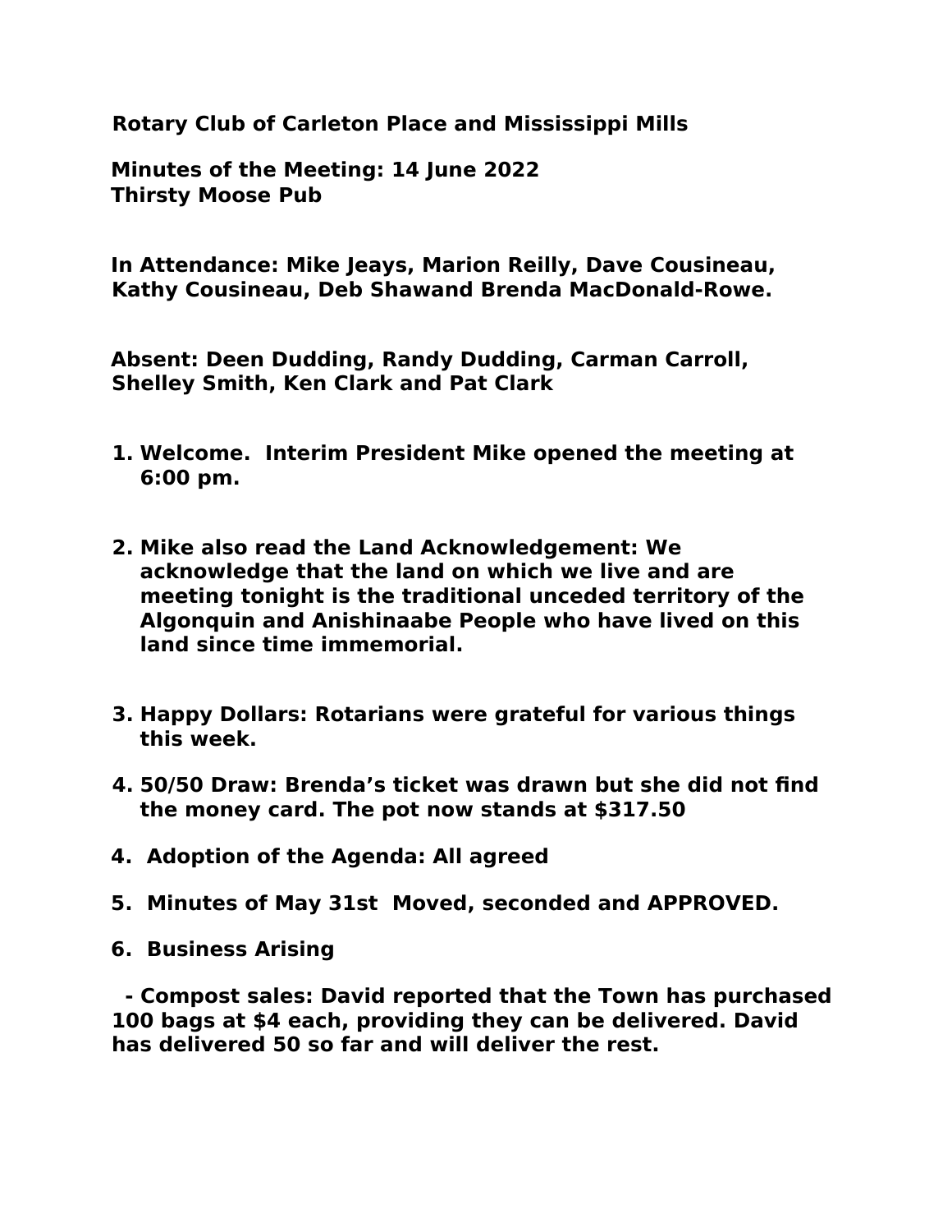**Rotary Club of Carleton Place and Mississippi Mills**

**Minutes of the Meeting: 14 June 2022**
**Thirsty Moose Pub**

**In Attendance: Mike Jeays, Marion Reilly, Dave Cousineau, Kathy Cousineau, Deb Shawand Brenda MacDonald-Rowe.**

**Absent: Deen Dudding, Randy Dudding, Carman Carroll, Shelley Smith, Ken Clark and Pat Clark**

1. **Welcome. Interim President Mike opened the meeting at 6:00 pm.**

2. **Mike also read the Land Acknowledgement: We acknowledge that the land on which we live and are meeting tonight is the traditional unceded territory of the Algonquin and Anishinaabe People who have lived on this land since time immemorial.**

3. **Happy Dollars: Rotarians were grateful for various things this week.**

4. **50/50 Draw: Brenda's ticket was drawn but she did not find the money card. The pot now stands at $317.50**

4. **Adoption of the Agenda: All agreed**

5. **Minutes of May 31st Moved, seconded and APPROVED.**

6. **Business Arising**

**- Compost sales: David reported that the Town has purchased 100 bags at $4 each, providing they can be delivered. David has delivered 50 so far and will deliver the rest.**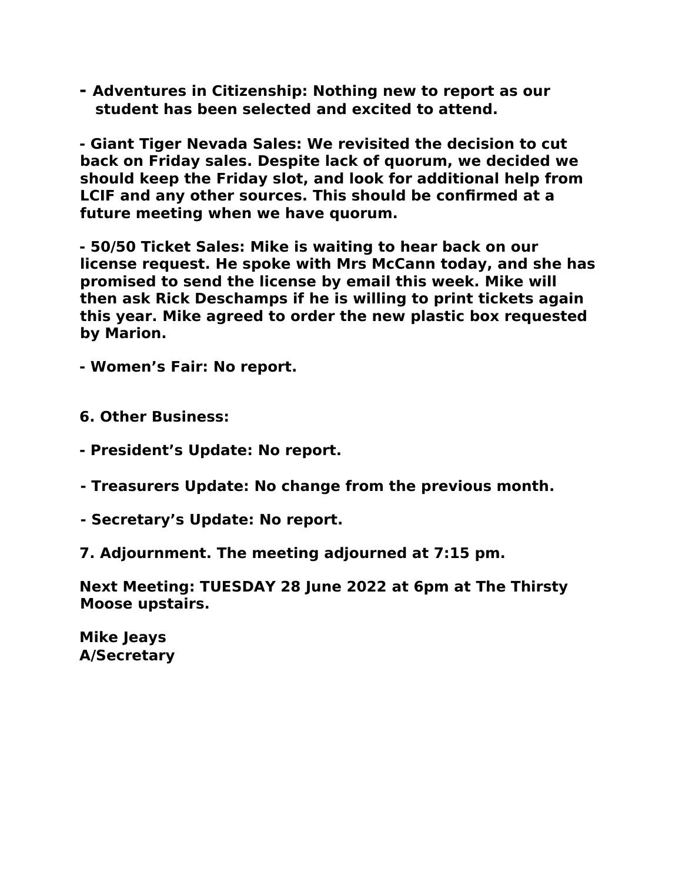- Adventures in Citizenship: Nothing new to report as our student has been selected and excited to attend.

- Giant Tiger Nevada Sales: We revisited the decision to cut back on Friday sales. Despite lack of quorum, we decided we should keep the Friday slot, and look for additional help from LCIF and any other sources. This should be confirmed at a future meeting when we have quorum.

- 50/50 Ticket Sales: Mike is waiting to hear back on our license request. He spoke with Mrs McCann today, and she has promised to send the license by email this week. Mike will then ask Rick Deschamps if he is willing to print tickets again this year. Mike agreed to order the new plastic box requested by Marion.

- Women's Fair: No report.

**6. Other Business:**

- President's Update: No report.

- Treasurers Update: No change from the previous month.

- Secretary's Update: No report.

**7. Adjournment.** The meeting adjourned at 7:15 pm.

**Next Meeting:** TUESDAY 28 June 2022 at 6pm at The Thirsty Moose upstairs.

Mike Jeays
A/Secretary